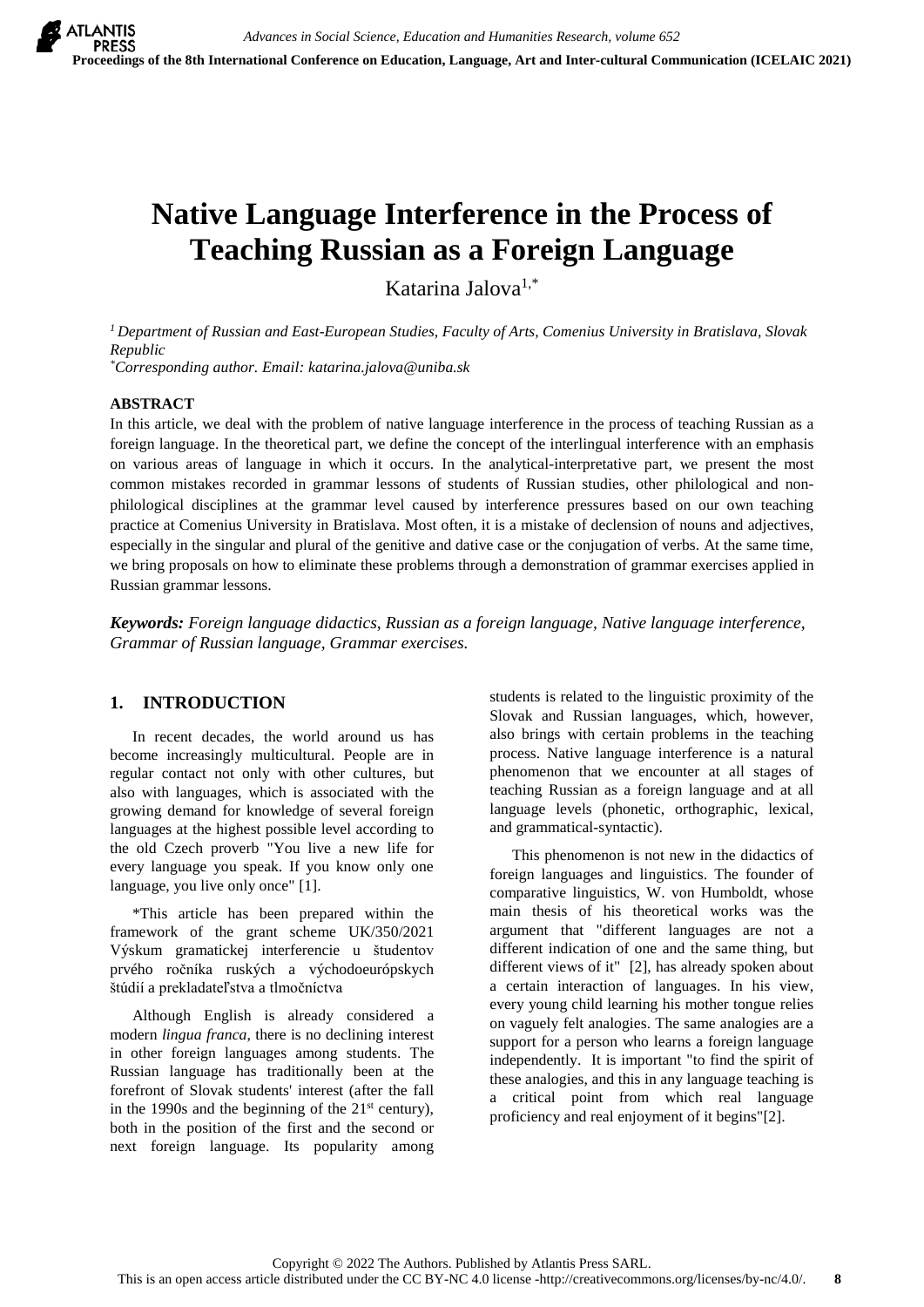# Native Language Interference in the Process of Teaching Russian as a Foreign Language

Katarina Jalova[1,*]

[1] *Department of Russian and East-European Studies, Faculty of Arts, Comenius University in Bratislava, Slovak Republic*
[*] *Corresponding author. Email: katarina.jalova@uniba.sk*

## ABSTRACT

In this article, we deal with the problem of native language interference in the process of teaching Russian as a foreign language. In the theoretical part, we define the concept of the interlingual interference with an emphasis on various areas of language in which it occurs. In the analytical-interpretative part, we present the most common mistakes recorded in grammar lessons of students of Russian studies, other philological and non-philological disciplines at the grammar level caused by interference pressures based on our own teaching practice at Comenius University in Bratislava. Most often, it is a mistake of declension of nouns and adjectives, especially in the singular and plural of the genitive and dative case or the conjugation of verbs. At the same time, we bring proposals on how to eliminate these problems through a demonstration of grammar exercises applied in Russian grammar lessons.

***Keywords:*** *Foreign language didactics, Russian as a foreign language, Native language interference, Grammar of Russian language, Grammar exercises.*

## 1. INTRODUCTION

In recent decades, the world around us has become increasingly multicultural. People are in regular contact not only with other cultures, but also with languages, which is associated with the growing demand for knowledge of several foreign languages at the highest possible level according to the old Czech proverb "You live a new life for every language you speak. If you know only one language, you live only once" [1].

*This article has been prepared within the framework of the grant scheme UK/350/2021 Výskum gramatickej interferencie u študentov prvého ročníka ruských a východoeurópskych štúdií a prekladateľstva a tlmočníctva

Although English is already considered a modern *lingua franca*, there is no declining interest in other foreign languages among students. The Russian language has traditionally been at the forefront of Slovak students' interest (after the fall in the 1990s and the beginning of the 21st century), both in the position of the first and the second or next foreign language. Its popularity among students is related to the linguistic proximity of the Slovak and Russian languages, which, however, also brings with certain problems in the teaching process. Native language interference is a natural phenomenon that we encounter at all stages of teaching Russian as a foreign language and at all language levels (phonetic, orthographic, lexical, and grammatical-syntactic).

This phenomenon is not new in the didactics of foreign languages and linguistics. The founder of comparative linguistics, W. von Humboldt, whose main thesis of his theoretical works was the argument that "different languages are not a different indication of one and the same thing, but different views of it" [2], has already spoken about a certain interaction of languages. In his view, every young child learning his mother tongue relies on vaguely felt analogies. The same analogies are a support for a person who learns a foreign language independently. It is important "to find the spirit of these analogies, and this in any language teaching is a critical point from which real language proficiency and real enjoyment of it begins"[2].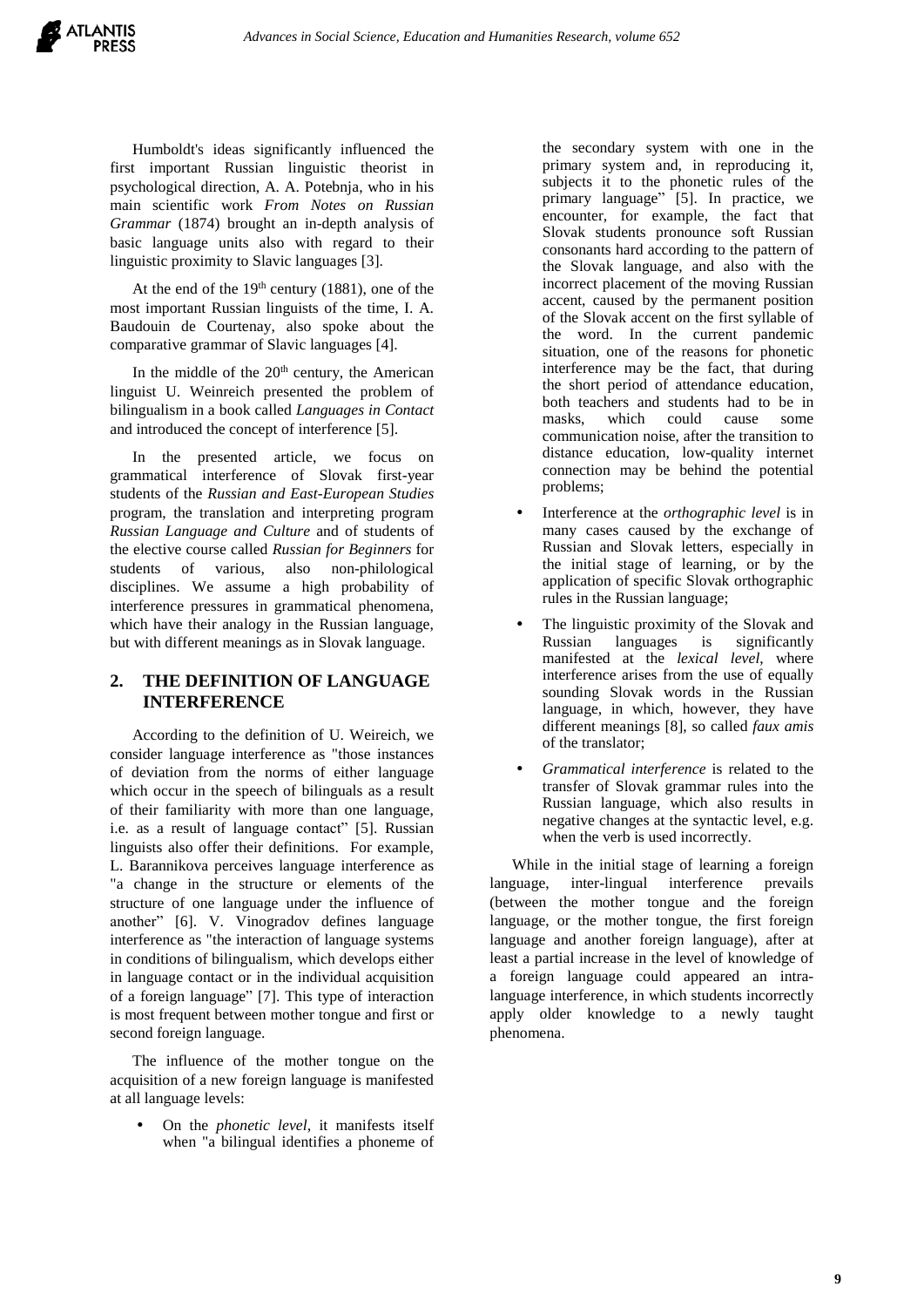Humboldt's ideas significantly influenced the first important Russian linguistic theorist in psychological direction, A. A. Potebnja, who in his main scientific work *From Notes on Russian Grammar* (1874) brought an in-depth analysis of basic language units also with regard to their linguistic proximity to Slavic languages [3].

At the end of the 19th century (1881), one of the most important Russian linguists of the time, I. A. Baudouin de Courtenay, also spoke about the comparative grammar of Slavic languages [4].

In the middle of the 20th century, the American linguist U. Weinreich presented the problem of bilingualism in a book called *Languages in Contact* and introduced the concept of interference [5].

In the presented article, we focus on grammatical interference of Slovak first-year students of the *Russian and East-European Studies* program, the translation and interpreting program *Russian Language and Culture* and of students of the elective course called *Russian for Beginners* for students of various, also non-philological disciplines. We assume a high probability of interference pressures in grammatical phenomena, which have their analogy in the Russian language, but with different meanings as in Slovak language.

## 2. THE DEFINITION OF LANGUAGE INTERFERENCE

According to the definition of U. Weireich, we consider language interference as "those instances of deviation from the norms of either language which occur in the speech of bilinguals as a result of their familiarity with more than one language, i.e. as a result of language contact" [5]. Russian linguists also offer their definitions. For example, L. Barannikova perceives language interference as "a change in the structure or elements of the structure of one language under the influence of another" [6]. V. Vinogradov defines language interference as "the interaction of language systems in conditions of bilingualism, which develops either in language contact or in the individual acquisition of a foreign language" [7]. This type of interaction is most frequent between mother tongue and first or second foreign language.

The influence of the mother tongue on the acquisition of a new foreign language is manifested at all language levels:

- On the *phonetic level*, it manifests itself when "a bilingual identifies a phoneme of the secondary system with one in the primary system and, in reproducing it, subjects it to the phonetic rules of the primary language" [5]. In practice, we encounter, for example, the fact that Slovak students pronounce soft Russian consonants hard according to the pattern of the Slovak language, and also with the incorrect placement of the moving Russian accent, caused by the permanent position of the Slovak accent on the first syllable of the word. In the current pandemic situation, one of the reasons for phonetic interference may be the fact, that during the short period of attendance education, both teachers and students had to be in masks, which could cause some communication noise, after the transition to distance education, low-quality internet connection may be behind the potential problems;
- Interference at the *orthographic level* is in many cases caused by the exchange of Russian and Slovak letters, especially in the initial stage of learning, or by the application of specific Slovak orthographic rules in the Russian language;
- The linguistic proximity of the Slovak and Russian languages is significantly manifested at the *lexical level*, where interference arises from the use of equally sounding Slovak words in the Russian language, in which, however, they have different meanings [8], so called *faux amis* of the translator;
- *Grammatical interference* is related to the transfer of Slovak grammar rules into the Russian language, which also results in negative changes at the syntactic level, e.g. when the verb is used incorrectly.

While in the initial stage of learning a foreign language, inter-lingual interference prevails (between the mother tongue and the foreign language, or the mother tongue, the first foreign language and another foreign language), after at least a partial increase in the level of knowledge of a foreign language could appeared an intra-language interference, in which students incorrectly apply older knowledge to a newly taught phenomena.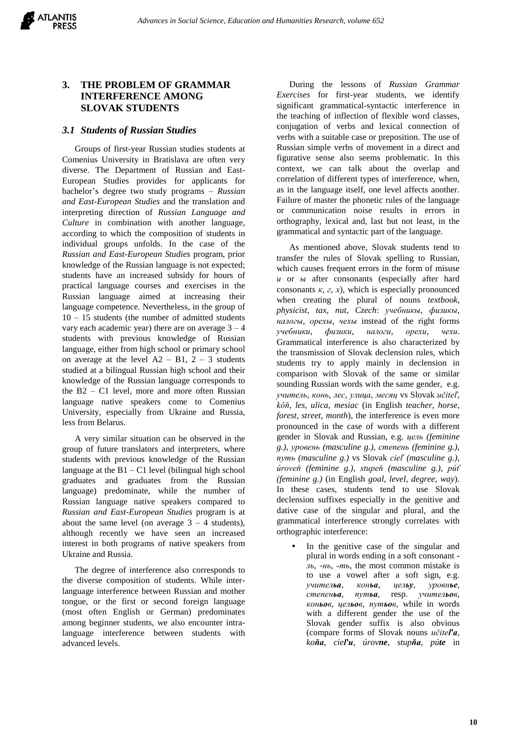## 3. THE PROBLEM OF GRAMMAR INTERFERENCE AMONG SLOVAK STUDENTS

### *3.1 Students of Russian Studies*

Groups of first-year Russian studies students at Comenius University in Bratislava are often very diverse. The Department of Russian and East-European Studies provides for applicants for bachelor's degree two study programs – *Russian and East-European Studies* and the translation and interpreting direction of *Russian Language and Culture* in combination with another language, according to which the composition of students in individual groups unfolds. In the case of the *Russian and East-European Studies* program, prior knowledge of the Russian language is not expected; students have an increased subsidy for hours of practical language courses and exercises in the Russian language aimed at increasing their language competence. Nevertheless, in the group of 10 – 15 students (the number of admitted students vary each academic year) there are on average 3 – 4 students with previous knowledge of Russian language, either from high school or primary school on average at the level A2 – B1, 2 – 3 students studied at a bilingual Russian high school and their knowledge of the Russian language corresponds to the B2 – C1 level, more and more often Russian language native speakers come to Comenius University, especially from Ukraine and Russia, less from Belarus.

A very similar situation can be observed in the group of future translators and interpreters, where students with previous knowledge of the Russian language at the B1 – C1 level (bilingual high school graduates and graduates from the Russian language) predominate, while the number of Russian language native speakers compared to *Russian and East-European Studies* program is at about the same level (on average 3 – 4 students), although recently we have seen an increased interest in both programs of native speakers from Ukraine and Russia.

The degree of interference also corresponds to the diverse composition of students. While inter-language interference between Russian and mother tongue, or the first or second foreign language (most often English or German) predominates among beginner students, we also encounter intra-language interference between students with advanced levels.

During the lessons of *Russian Grammar Exercises* for first-year students, we identify significant grammatical-syntactic interference in the teaching of inflection of flexible word classes, conjugation of verbs and lexical connection of verbs with a suitable case or preposition. The use of Russian simple verbs of movement in a direct and figurative sense also seems problematic. In this context, we can talk about the overlap and correlation of different types of interference, when, as in the language itself, one level affects another. Failure of master the phonetic rules of the language or communication noise results in errors in orthography, lexical and, last but not least, in the grammatical and syntactic part of the language.

As mentioned above, Slovak students tend to transfer the rules of Slovak spelling to Russian, which causes frequent errors in the form of misuse *и* or *ы* after consonants (especially after hard consonants *к*, *г*, *х*), which is especially pronounced when creating the plural of nouns *textbook*, *physicist*, *tax*, *nut*, *Czech*: *учебникы*, *физикы*, *налогы*, *орехы*, *чехы* instead of the right forms *учебники*, *физики*, *налоги*, *орехи*, *чехи*. Grammatical interference is also characterized by the transmission of Slovak declension rules, which students try to apply mainly in declension in comparison with Slovak of the same or similar sounding Russian words with the same gender, e.g. *учитель*, *конь*, *лес*, *улица*, *месяц* vs Slovak *učiteľ*, *kôň*, *les*, *ulica*, *mesiac* (in English *teacher*, *horse*, *forest*, *street*, *month*), the interference is even more pronounced in the case of words with a different gender in Slovak and Russian, e.g. *цель (feminine g.)*, *уровень (masculine g.)*, *степень (feminine g.)*, *путь (masculine g.)* vs Slovak *cieľ (masculine g.)*, *úroveň (feminine g.)*, *stupeň (masculine g.)*, *púť (feminine g.)* (in English *goal*, *level*, *degree*, *way*). In these cases, students tend to use Slovak declension suffixes especially in the genitive and dative case of the singular and plural, and the grammatical interference strongly correlates with orthographic interference:

- In the genitive case of the singular and plural in words ending in a soft consonant -*ль*, -*нь*, -*ть*, the most common mistake is to use a vowel after a soft sign, e.g. *учитель**а***, *конь**а***, *цель**у***, *уровн**ье***, *степен**ьа***, *пут**ьа***, resp. *учител**ьов***, *кон**ьов***, *цел**ьов***, *пут**ьов***, while in words with a different gender the use of the Slovak gender suffix is also obvious (compare forms of Slovak nouns *učite**ľa***, *ko**ňa***, *cie**ľu***, *úrov**ne***, *stup**ňa***, *pú**te*** in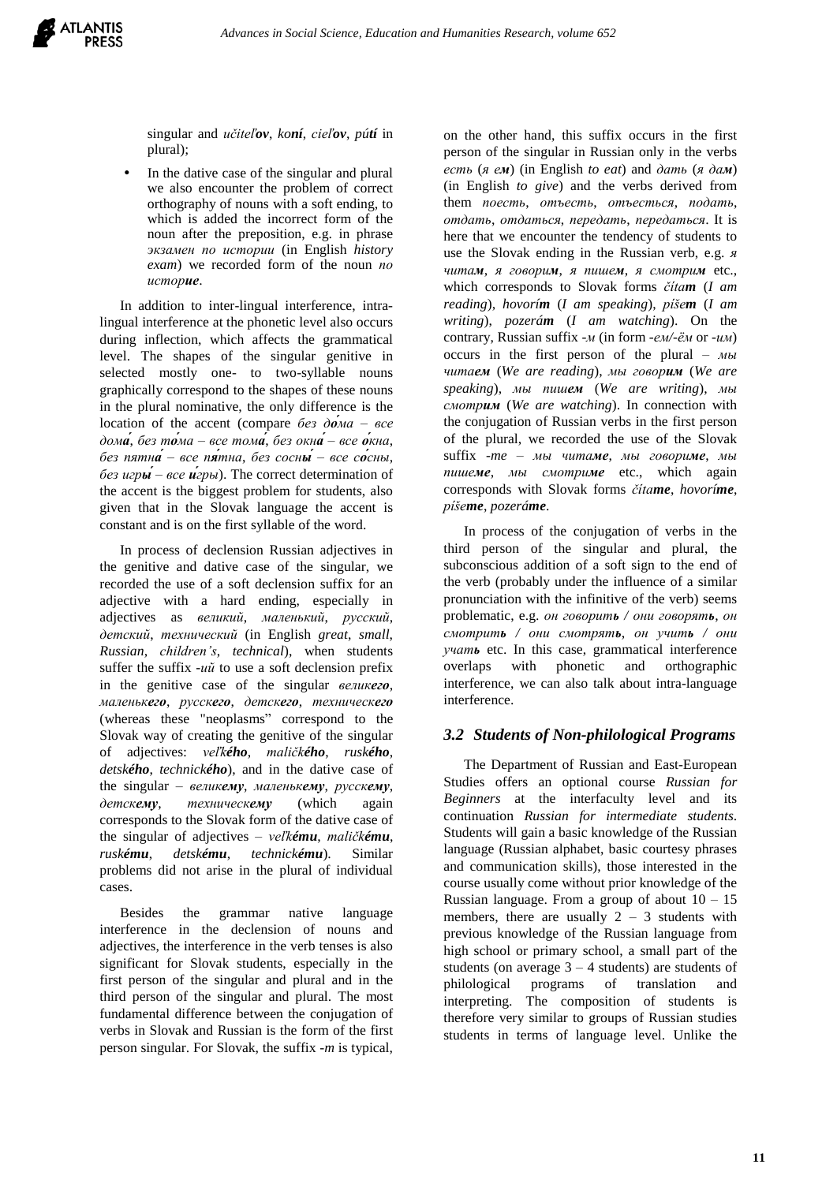singular and *učiteľov*, *koní*, *cieľov*, *pútí* in plural);

- In the dative case of the singular and plural we also encounter the problem of correct orthography of nouns with a soft ending, to which is added the incorrect form of the noun after the preposition, e.g. in phrase *экзамен по истории* (in English *history exam*) we recorded form of the noun *по историе*.

In addition to inter-lingual interference, intra-lingual interference at the phonetic level also occurs during inflection, which affects the grammatical level. The shapes of the singular genitive in selected mostly one- to two-syllable nouns graphically correspond to the shapes of these nouns in the plural nominative, the only difference is the location of the accent (compare *без до́ма – все дома́*, *без то́ма – все тома́*, *без окна́ – все о́кна*, *без пятна́ – все пя́тна*, *без сосны́ – все со́сны*, *без игры́ – все и́гры*). The correct determination of the accent is the biggest problem for students, also given that in the Slovak language the accent is constant and is on the first syllable of the word.

In process of declension Russian adjectives in the genitive and dative case of the singular, we recorded the use of a soft declension suffix for an adjective with a hard ending, especially in adjectives as *великий*, *маленький*, *русский*, *детский*, *технический* (in English *great*, *small*, *Russian*, *children's*, *technical*), when students suffer the suffix *-ий* to use a soft declension prefix in the genitive case of the singular *великего*, *маленькего*, *русскего*, *детскего*, *техническего* (whereas these "neoplasms" correspond to the Slovak way of creating the genitive of the singular of adjectives: *veľkého*, *malíčkého*, *ruského*, *detského*, *technického*), and in the dative case of the singular – *великему*, *маленькему*, *русскему*, *детскему*, *техническему* (which again corresponds to the Slovak form of the dative case of the singular of adjectives – *veľkému*, *malíčkému*, *ruskému*, *detskému*, *technickému*). Similar problems did not arise in the plural of individual cases.

Besides the grammar native language interference in the declension of nouns and adjectives, the interference in the verb tenses is also significant for Slovak students, especially in the first person of the singular and plural and in the third person of the singular and plural. The most fundamental difference between the conjugation of verbs in Slovak and Russian is the form of the first person singular. For Slovak, the suffix *-m* is typical, on the other hand, this suffix occurs in the first person of the singular in Russian only in the verbs *есть* (*я ем*) (in English *to eat*) and *дать* (*я дам*) (in English *to give*) and the verbs derived from them *поесть*, *отъесть*, *отъесться*, *подать*, *отдать*, *отдаться*, *передать*, *передаться*. It is here that we encounter the tendency of students to use the Slovak ending in the Russian verb, e.g. *я читам*, *я говорим*, *я пишем*, *я смотрим* etc., which corresponds to Slovak forms *čítam* (*I am reading*), *hovorím* (*I am speaking*), *píšem* (*I am writing*), *pozerám* (*I am watching*). On the contrary, Russian suffix *-м* (in form *-ем/-ём* or *-им*) occurs in the first person of the plural – *мы читаем* (*We are reading*), *мы говорим* (*We are speaking*), *мы пишем* (*We are writing*), *мы смотрим* (*We are watching*). In connection with the conjugation of Russian verbs in the first person of the plural, we recorded the use of the Slovak suffix *-me* – *мы читаме*, *мы говориме*, *мы пишеме*, *мы смотриме* etc., which again corresponds with Slovak forms *čítame*, *hovoríme*, *píšeme*, *pozeráme*.

In process of the conjugation of verbs in the third person of the singular and plural, the subconscious addition of a soft sign to the end of the verb (probably under the influence of a similar pronunciation with the infinitive of the verb) seems problematic, e.g. *он говорить / они говорять*, *он смотрить / они смотрять*, *он учить / они учать* etc. In this case, grammatical interference overlaps with phonetic and orthographic interference, we can also talk about intra-language interference.

### *3.2 Students of Non-philological Programs*

The Department of Russian and East-European Studies offers an optional course *Russian for Beginners* at the interfaculty level and its continuation *Russian for intermediate students*. Students will gain a basic knowledge of the Russian language (Russian alphabet, basic courtesy phrases and communication skills), those interested in the course usually come without prior knowledge of the Russian language. From a group of about 10 – 15 members, there are usually 2 – 3 students with previous knowledge of the Russian language from high school or primary school, a small part of the students (on average 3 – 4 students) are students of philological programs of translation and interpreting. The composition of students is therefore very similar to groups of Russian studies students in terms of language level. Unlike the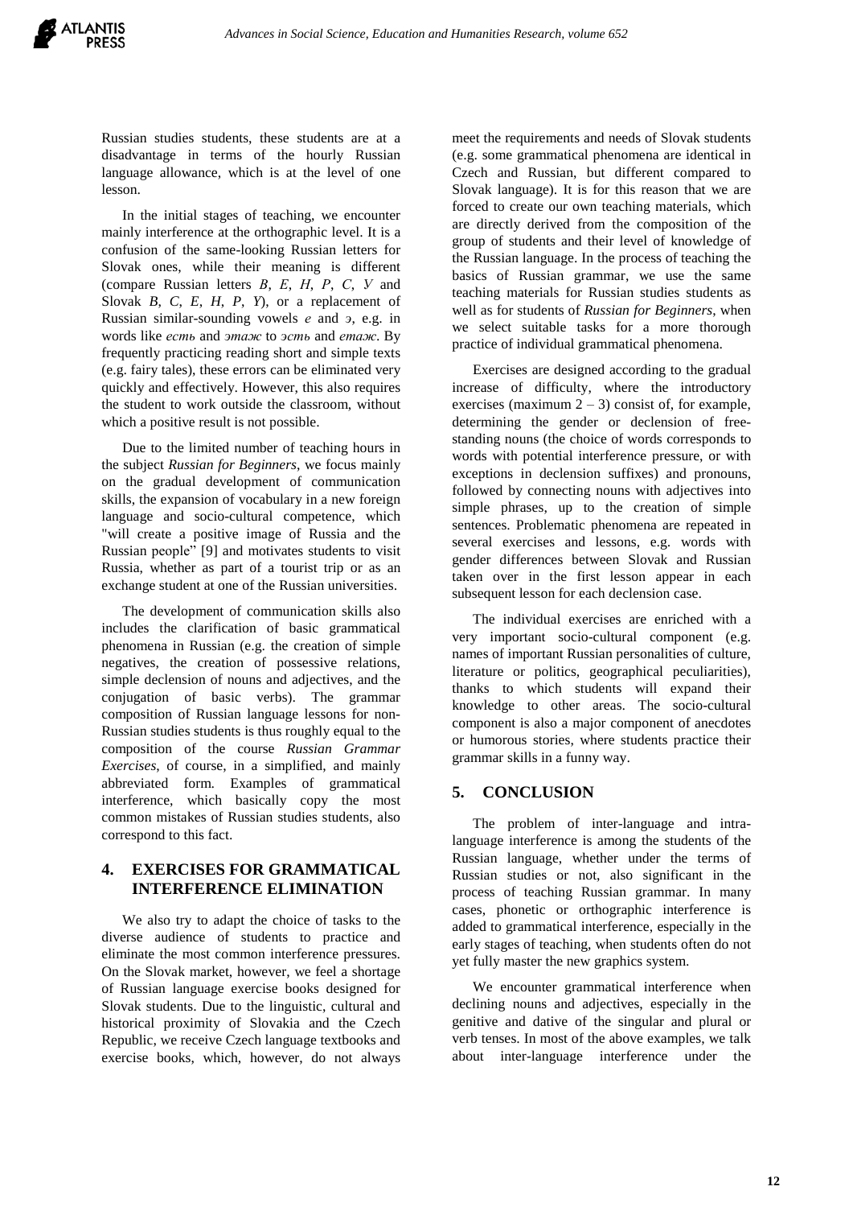Russian studies students, these students are at a disadvantage in terms of the hourly Russian language allowance, which is at the level of one lesson.

In the initial stages of teaching, we encounter mainly interference at the orthographic level. It is a confusion of the same-looking Russian letters for Slovak ones, while their meaning is different (compare Russian letters *В*, *Е*, *Н*, *Р*, *С*, *У* and Slovak *B*, *C*, *E*, *H*, *P*, *Y*), or a replacement of Russian similar-sounding vowels *е* and *э*, e.g. in words like *есть* and *этаж* to *эсть* and *етаж*. By frequently practicing reading short and simple texts (e.g. fairy tales), these errors can be eliminated very quickly and effectively. However, this also requires the student to work outside the classroom, without which a positive result is not possible.

Due to the limited number of teaching hours in the subject *Russian for Beginners*, we focus mainly on the gradual development of communication skills, the expansion of vocabulary in a new foreign language and socio-cultural competence, which "will create a positive image of Russia and the Russian people" [9] and motivates students to visit Russia, whether as part of a tourist trip or as an exchange student at one of the Russian universities.

The development of communication skills also includes the clarification of basic grammatical phenomena in Russian (e.g. the creation of simple negatives, the creation of possessive relations, simple declension of nouns and adjectives, and the conjugation of basic verbs). The grammar composition of Russian language lessons for non-Russian studies students is thus roughly equal to the composition of the course *Russian Grammar Exercises*, of course, in a simplified, and mainly abbreviated form. Examples of grammatical interference, which basically copy the most common mistakes of Russian studies students, also correspond to this fact.

## 4. EXERCISES FOR GRAMMATICAL INTERFERENCE ELIMINATION

We also try to adapt the choice of tasks to the diverse audience of students to practice and eliminate the most common interference pressures. On the Slovak market, however, we feel a shortage of Russian language exercise books designed for Slovak students. Due to the linguistic, cultural and historical proximity of Slovakia and the Czech Republic, we receive Czech language textbooks and exercise books, which, however, do not always meet the requirements and needs of Slovak students (e.g. some grammatical phenomena are identical in Czech and Russian, but different compared to Slovak language). It is for this reason that we are forced to create our own teaching materials, which are directly derived from the composition of the group of students and their level of knowledge of the Russian language. In the process of teaching the basics of Russian grammar, we use the same teaching materials for Russian studies students as well as for students of *Russian for Beginners*, when we select suitable tasks for a more thorough practice of individual grammatical phenomena.

Exercises are designed according to the gradual increase of difficulty, where the introductory exercises (maximum 2 – 3) consist of, for example, determining the gender or declension of free-standing nouns (the choice of words corresponds to words with potential interference pressure, or with exceptions in declension suffixes) and pronouns, followed by connecting nouns with adjectives into simple phrases, up to the creation of simple sentences. Problematic phenomena are repeated in several exercises and lessons, e.g. words with gender differences between Slovak and Russian taken over in the first lesson appear in each subsequent lesson for each declension case.

The individual exercises are enriched with a very important socio-cultural component (e.g. names of important Russian personalities of culture, literature or politics, geographical peculiarities), thanks to which students will expand their knowledge to other areas. The socio-cultural component is also a major component of anecdotes or humorous stories, where students practice their grammar skills in a funny way.

## 5. CONCLUSION

The problem of inter-language and intra-language interference is among the students of the Russian language, whether under the terms of Russian studies or not, also significant in the process of teaching Russian grammar. In many cases, phonetic or orthographic interference is added to grammatical interference, especially in the early stages of teaching, when students often do not yet fully master the new graphics system.

We encounter grammatical interference when declining nouns and adjectives, especially in the genitive and dative of the singular and plural or verb tenses. In most of the above examples, we talk about inter-language interference under the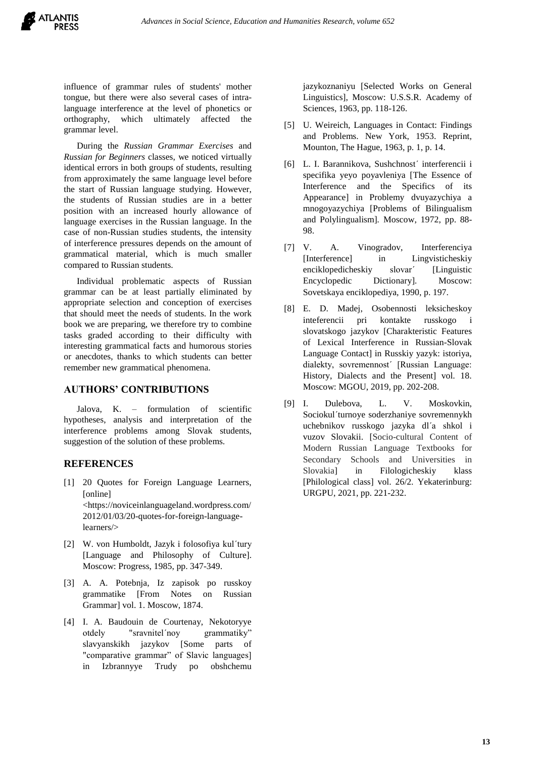influence of grammar rules of students' mother tongue, but there were also several cases of intra-language interference at the level of phonetics or orthography, which ultimately affected the grammar level.

During the *Russian Grammar Exercises* and *Russian for Beginners* classes, we noticed virtually identical errors in both groups of students, resulting from approximately the same language level before the start of Russian language studying. However, the students of Russian studies are in a better position with an increased hourly allowance of language exercises in the Russian language. In the case of non-Russian studies students, the intensity of interference pressures depends on the amount of grammatical material, which is much smaller compared to Russian students.

Individual problematic aspects of Russian grammar can be at least partially eliminated by appropriate selection and conception of exercises that should meet the needs of students. In the work book we are preparing, we therefore try to combine tasks graded according to their difficulty with interesting grammatical facts and humorous stories or anecdotes, thanks to which students can better remember new grammatical phenomena.

## AUTHORS' CONTRIBUTIONS

Jalova, K. – formulation of scientific hypotheses, analysis and interpretation of the interference problems among Slovak students, suggestion of the solution of these problems.

## REFERENCES

[1] 20 Quotes for Foreign Language Learners, [online] <https://noviceinlanguageland.wordpress.com/2012/01/03/20-quotes-for-foreign-language-learners/>

[2] W. von Humboldt, Jazyk i folosofiya kul´tury [Language and Philosophy of Culture]. Moscow: Progress, 1985, pp. 347-349.

[3] A. A. Potebnja, Iz zapisok po russkoy grammatike [From Notes on Russian Grammar] vol. 1. Moscow, 1874.

[4] I. A. Baudouin de Courtenay, Nekotoryye otdely "sravnitel´noy grammatiky" slavyanskikh jazykov [Some parts of "comparative grammar" of Slavic languages] in Izbrannyye Trudy po obshchemu jazykoznaniyu [Selected Works on General Linguistics], Moscow: U.S.S.R. Academy of Sciences, 1963, pp. 118-126.

[5] U. Weireich, Languages in Contact: Findings and Problems. New York, 1953. Reprint, Mounton, The Hague, 1963, p. 1, p. 14.

[6] L. I. Barannikova, Sushchnost´ interferencii i specifika yeyo poyavleniya [The Essence of Interference and the Specifics of its Appearance] in Problemy dvuyazychiya a mnogoyazychiya [Problems of Bilingualism and Polylingualism]. Moscow, 1972, pp. 88-98.

[7] V. A. Vinogradov, Interferenciya [Interference] in Lingvisticheskiy enciklopedicheskiy slovar´ [Linguistic Encyclopedic Dictionary]. Moscow: Sovetskaya enciklopediya, 1990, p. 197.

[8] E. D. Madej, Osobennosti leksicheskoy inteferencii pri kontakte russkogo i slovatskogo jazykov [Charakteristic Features of Lexical Interference in Russian-Slovak Language Contact] in Russkiy yazyk: istoriya, dialekty, sovremennost´ [Russian Language: History, Dialects and the Present] vol. 18. Moscow: MGOU, 2019, pp. 202-208.

[9] I. Dulebova, L. V. Moskovkin, Sociokul´turnoye soderzhaniye sovremennykh uchebnikov russkogo jazyka dl´a shkol i vuzov Slovakii. [Socio-cultural Content of Modern Russian Language Textbooks for Secondary Schools and Universities in Slovakia] in Filologicheskiy klass [Philological class] vol. 26/2. Yekaterinburg: URGPU, 2021, pp. 221-232.